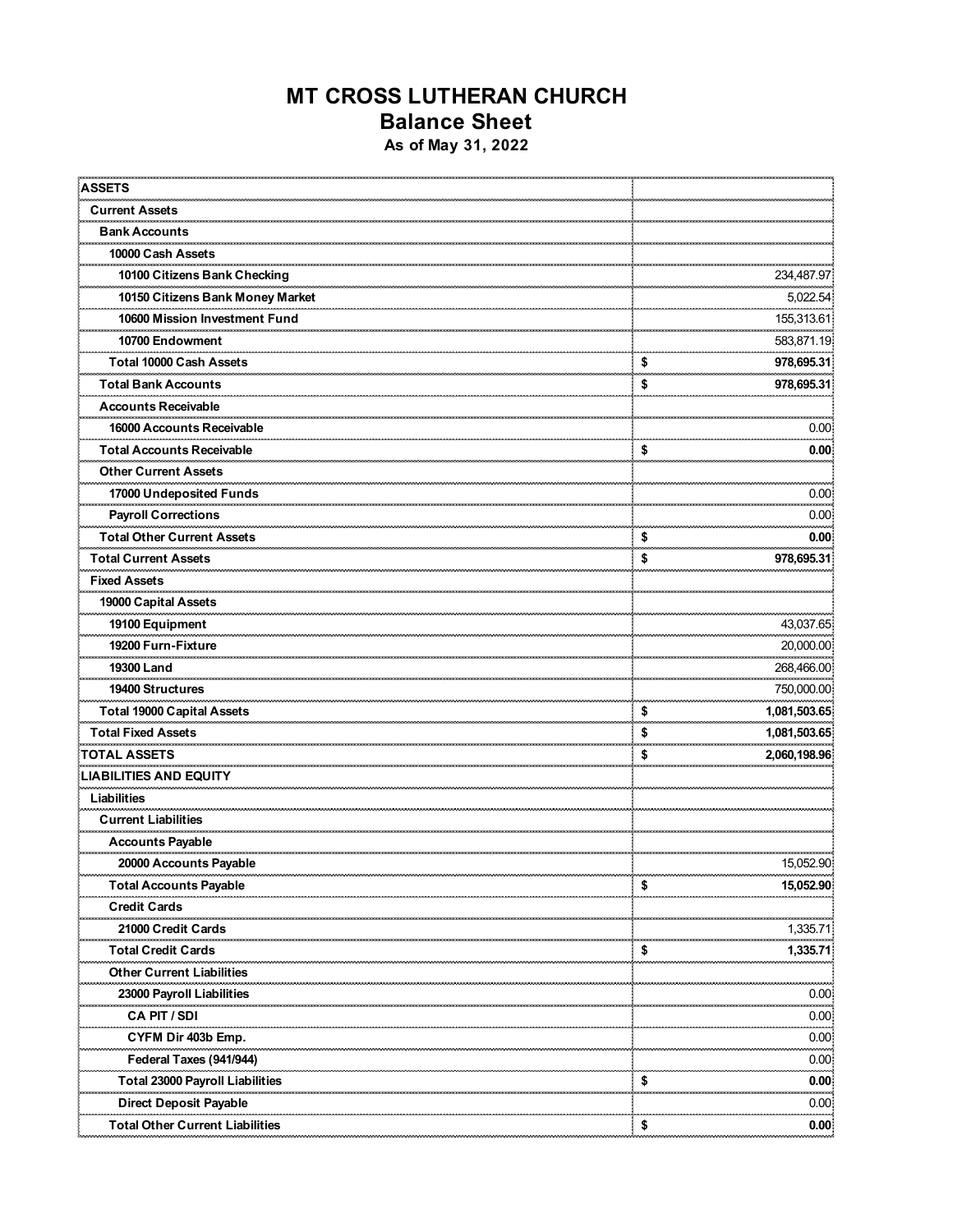# MT CROSS LUTHERAN CHURCH
## Balance Sheet
### As of May 31, 2022

| | |
|---|---|
| **ASSETS** | |
| **Current Assets** | |
| **Bank Accounts** | |
| **10000 Cash Assets** | |
| **10100 Citizens Bank Checking** | 234,487.97 |
| **10150 Citizens Bank Money Market** | 5,022.54 |
| **10600 Mission Investment Fund** | 155,313.61 |
| **10700 Endowment** | 583,871.19 |
| **Total 10000 Cash Assets** | **$ 978,695.31** |
| **Total Bank Accounts** | **$ 978,695.31** |
| **Accounts Receivable** | |
| **16000 Accounts Receivable** | 0.00 |
| **Total Accounts Receivable** | **$ 0.00** |
| **Other Current Assets** | |
| **17000 Undeposited Funds** | 0.00 |
| **Payroll Corrections** | 0.00 |
| **Total Other Current Assets** | **$ 0.00** |
| **Total Current Assets** | **$ 978,695.31** |
| **Fixed Assets** | |
| **19000 Capital Assets** | |
| **19100 Equipment** | 43,037.65 |
| **19200 Furn-Fixture** | 20,000.00 |
| **19300 Land** | 268,466.00 |
| **19400 Structures** | 750,000.00 |
| **Total 19000 Capital Assets** | **$ 1,081,503.65** |
| **Total Fixed Assets** | **$ 1,081,503.65** |
| **TOTAL ASSETS** | **$ 2,060,198.96** |
| **LIABILITIES AND EQUITY** | |
| **Liabilities** | |
| **Current Liabilities** | |
| **Accounts Payable** | |
| **20000 Accounts Payable** | 15,052.90 |
| **Total Accounts Payable** | **$ 15,052.90** |
| **Credit Cards** | |
| **21000 Credit Cards** | 1,335.71 |
| **Total Credit Cards** | **$ 1,335.71** |
| **Other Current Liabilities** | |
| **23000 Payroll Liabilities** | 0.00 |
| **CA PIT / SDI** | 0.00 |
| **CYFM Dir 403b Emp.** | 0.00 |
| **Federal Taxes (941/944)** | 0.00 |
| **Total 23000 Payroll Liabilities** | **$ 0.00** |
| **Direct Deposit Payable** | 0.00 |
| **Total Other Current Liabilities** | **$ 0.00** |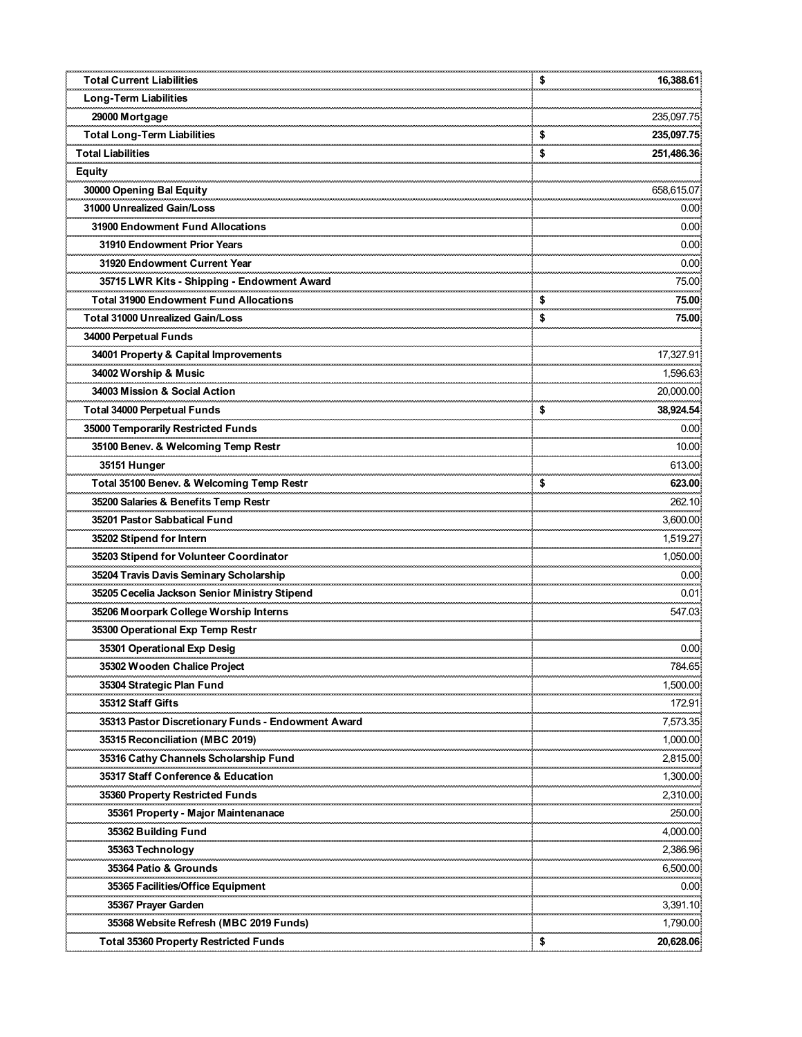| | |
|---|---|
| **Total Current Liabilities** | **$ 16,388.61** |
| **Long-Term Liabilities** | |
| **29000 Mortgage** | 235,097.75 |
| **Total Long-Term Liabilities** | **$ 235,097.75** |
| **Total Liabilities** | **$ 251,486.36** |
| **Equity** | |
| **30000 Opening Bal Equity** | 658,615.07 |
| **31000 Unrealized Gain/Loss** | 0.00 |
| **31900 Endowment Fund Allocations** | 0.00 |
| **31910 Endowment Prior Years** | 0.00 |
| **31920 Endowment Current Year** | 0.00 |
| **35715 LWR Kits - Shipping - Endowment Award** | 75.00 |
| **Total 31900 Endowment Fund Allocations** | **$ 75.00** |
| **Total 31000 Unrealized Gain/Loss** | **$ 75.00** |
| **34000 Perpetual Funds** | |
| **34001 Property & Capital Improvements** | 17,327.91 |
| **34002 Worship & Music** | 1,596.63 |
| **34003 Mission & Social Action** | 20,000.00 |
| **Total 34000 Perpetual Funds** | **$ 38,924.54** |
| **35000 Temporarily Restricted Funds** | 0.00 |
| **35100 Benev. & Welcoming Temp Restr** | 10.00 |
| **35151 Hunger** | 613.00 |
| **Total 35100 Benev. & Welcoming Temp Restr** | **$ 623.00** |
| **35200 Salaries & Benefits Temp Restr** | 262.10 |
| **35201 Pastor Sabbatical Fund** | 3,600.00 |
| **35202 Stipend for Intern** | 1,519.27 |
| **35203 Stipend for Volunteer Coordinator** | 1,050.00 |
| **35204 Travis Davis Seminary Scholarship** | 0.00 |
| **35205 Cecelia Jackson Senior Ministry Stipend** | 0.01 |
| **35206 Moorpark College Worship Interns** | 547.03 |
| **35300 Operational Exp Temp Restr** | |
| **35301 Operational Exp Desig** | 0.00 |
| **35302 Wooden Chalice Project** | 784.65 |
| **35304 Strategic Plan Fund** | 1,500.00 |
| **35312 Staff Gifts** | 172.91 |
| **35313 Pastor Discretionary Funds - Endowment Award** | 7,573.35 |
| **35315 Reconciliation (MBC 2019)** | 1,000.00 |
| **35316 Cathy Channels Scholarship Fund** | 2,815.00 |
| **35317 Staff Conference & Education** | 1,300.00 |
| **35360 Property Restricted Funds** | 2,310.00 |
| **35361 Property - Major Maintenanace** | 250.00 |
| **35362 Building Fund** | 4,000.00 |
| **35363 Technology** | 2,386.96 |
| **35364 Patio & Grounds** | 6,500.00 |
| **35365 Facilities/Office Equipment** | 0.00 |
| **35367 Prayer Garden** | 3,391.10 |
| **35368 Website Refresh (MBC 2019 Funds)** | 1,790.00 |
| **Total 35360 Property Restricted Funds** | **$ 20,628.06** |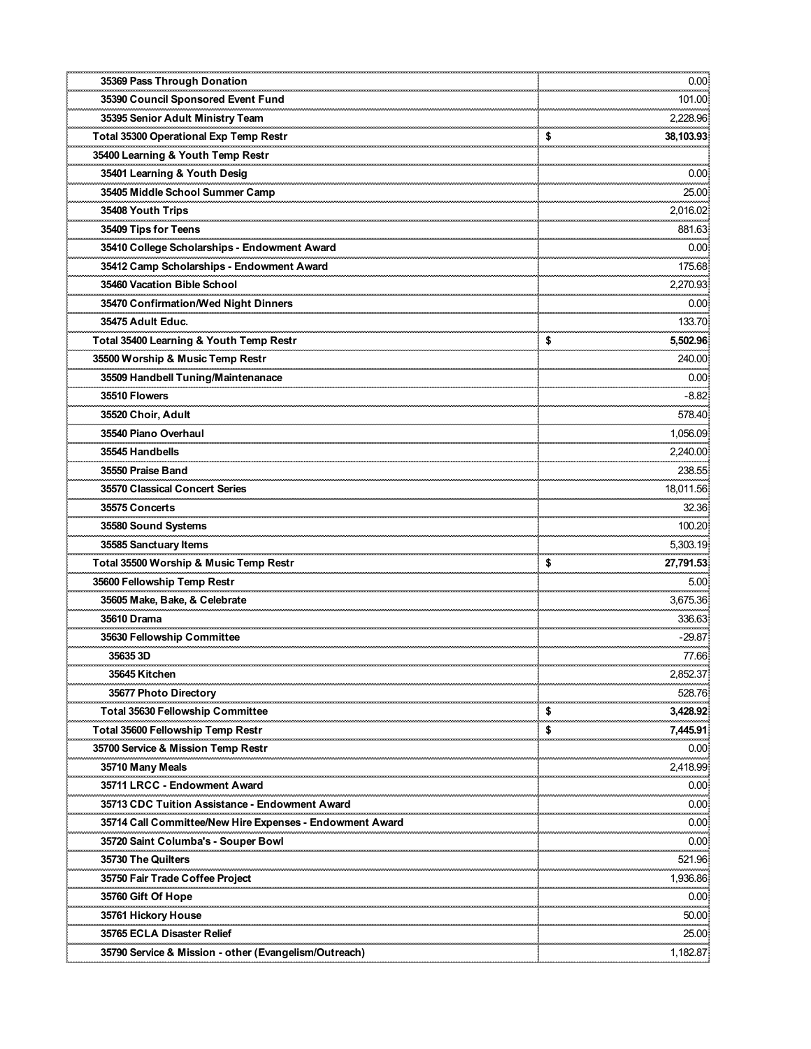| | |
|---|---|
| 35369 Pass Through Donation | 0.00 |
| 35390 Council Sponsored Event Fund | 101.00 |
| 35395 Senior Adult Ministry Team | 2,228.96 |
| **Total 35300 Operational Exp Temp Restr** | **$ 38,103.93** |
| 35400 Learning & Youth Temp Restr | |
| 35401 Learning & Youth Desig | 0.00 |
| 35405 Middle School Summer Camp | 25.00 |
| 35408 Youth Trips | 2,016.02 |
| 35409 Tips for Teens | 881.63 |
| 35410 College Scholarships - Endowment Award | 0.00 |
| 35412 Camp Scholarships - Endowment Award | 175.68 |
| 35460 Vacation Bible School | 2,270.93 |
| 35470 Confirmation/Wed Night Dinners | 0.00 |
| 35475 Adult Educ. | 133.70 |
| **Total 35400 Learning & Youth Temp Restr** | **$ 5,502.96** |
| 35500 Worship & Music Temp Restr | 240.00 |
| 35509 Handbell Tuning/Maintenanace | 0.00 |
| 35510 Flowers | -8.82 |
| 35520 Choir, Adult | 578.40 |
| 35540 Piano Overhaul | 1,056.09 |
| 35545 Handbells | 2,240.00 |
| 35550 Praise Band | 238.55 |
| 35570 Classical Concert Series | 18,011.56 |
| 35575 Concerts | 32.36 |
| 35580 Sound Systems | 100.20 |
| 35585 Sanctuary Items | 5,303.19 |
| **Total 35500 Worship & Music Temp Restr** | **$ 27,791.53** |
| 35600 Fellowship Temp Restr | 5.00 |
| 35605 Make, Bake, & Celebrate | 3,675.36 |
| 35610 Drama | 336.63 |
| 35630 Fellowship Committee | -29.87 |
| 35635 3D | 77.66 |
| 35645 Kitchen | 2,852.37 |
| 35677 Photo Directory | 528.76 |
| **Total 35630 Fellowship Committee** | **$ 3,428.92** |
| **Total 35600 Fellowship Temp Restr** | **$ 7,445.91** |
| 35700 Service & Mission Temp Restr | 0.00 |
| 35710 Many Meals | 2,418.99 |
| 35711 LRCC - Endowment Award | 0.00 |
| 35713 CDC Tuition Assistance - Endowment Award | 0.00 |
| 35714 Call Committee/New Hire Expenses - Endowment Award | 0.00 |
| 35720 Saint Columba's - Souper Bowl | 0.00 |
| 35730 The Quilters | 521.96 |
| 35750 Fair Trade Coffee Project | 1,936.86 |
| 35760 Gift Of Hope | 0.00 |
| 35761 Hickory House | 50.00 |
| 35765 ECLA Disaster Relief | 25.00 |
| 35790 Service & Mission - other (Evangelism/Outreach) | 1,182.87 |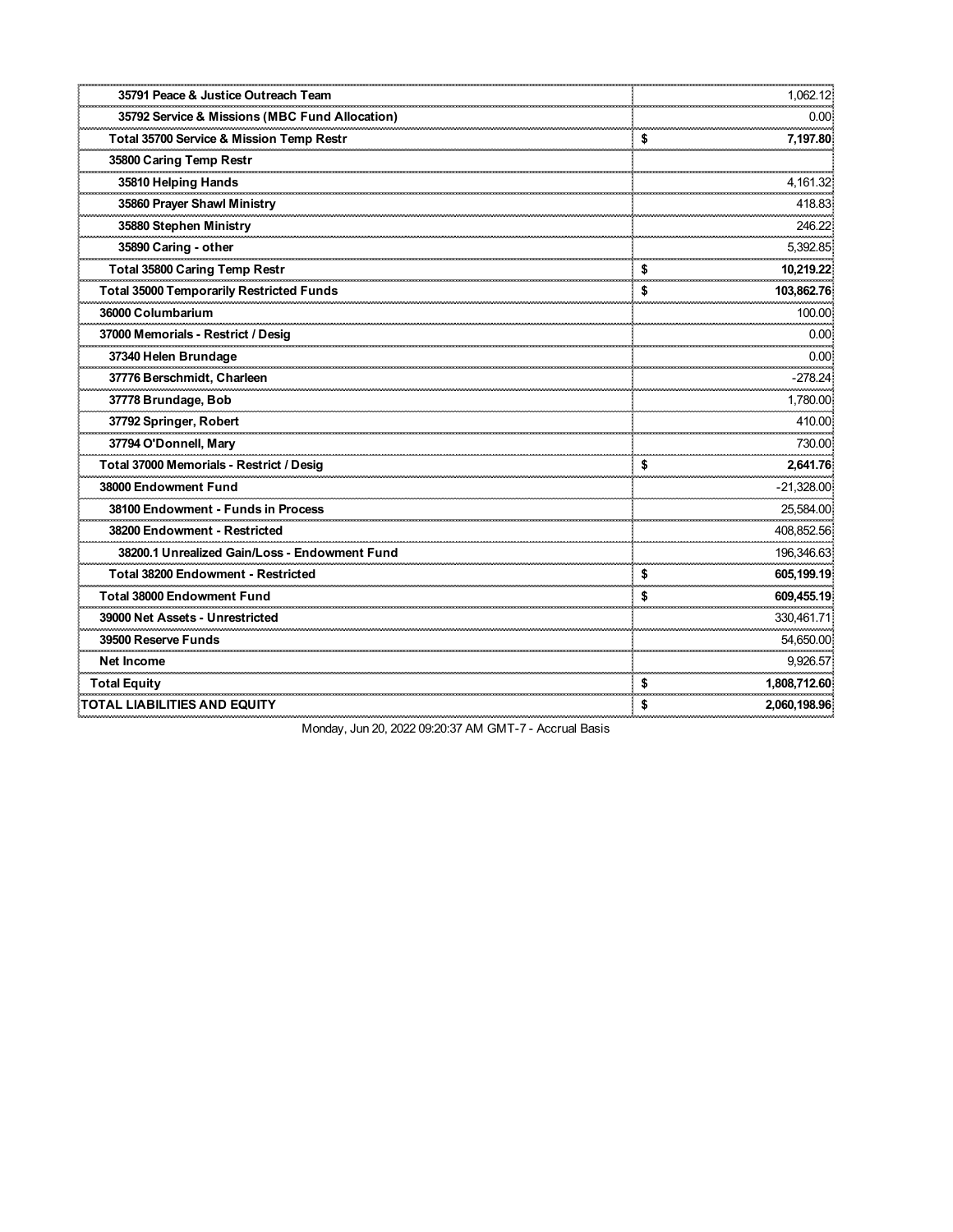| | | |
|---|---|---|
| 35791 Peace & Justice Outreach Team | | 1,062.12 |
| 35792 Service & Missions (MBC Fund Allocation) | | 0.00 |
| **Total 35700 Service & Mission Temp Restr** | **$** | **7,197.80** |
| **35800 Caring Temp Restr** | | |
| 35810 Helping Hands | | 4,161.32 |
| 35860 Prayer Shawl Ministry | | 418.83 |
| 35880 Stephen Ministry | | 246.22 |
| 35890 Caring - other | | 5,392.85 |
| **Total 35800 Caring Temp Restr** | **$** | **10,219.22** |
| **Total 35000 Temporarily Restricted Funds** | **$** | **103,862.76** |
| 36000 Columbarium | | 100.00 |
| 37000 Memorials - Restrict / Desig | | 0.00 |
| 37340 Helen Brundage | | 0.00 |
| 37776 Berschmidt, Charleen | | -278.24 |
| 37778 Brundage, Bob | | 1,780.00 |
| 37792 Springer, Robert | | 410.00 |
| 37794 O'Donnell, Mary | | 730.00 |
| **Total 37000 Memorials - Restrict / Desig** | **$** | **2,641.76** |
| 38000 Endowment Fund | | -21,328.00 |
| 38100 Endowment - Funds in Process | | 25,584.00 |
| 38200 Endowment - Restricted | | 408,852.56 |
| 38200.1 Unrealized Gain/Loss - Endowment Fund | | 196,346.63 |
| **Total 38200 Endowment - Restricted** | **$** | **605,199.19** |
| **Total 38000 Endowment Fund** | **$** | **609,455.19** |
| 39000 Net Assets - Unrestricted | | 330,461.71 |
| 39500 Reserve Funds | | 54,650.00 |
| Net Income | | 9,926.57 |
| **Total Equity** | **$** | **1,808,712.60** |
| **TOTAL LIABILITIES AND EQUITY** | **$** | **2,060,198.96** |

Monday, Jun 20, 2022 09:20:37 AM GMT-7 - Accrual Basis